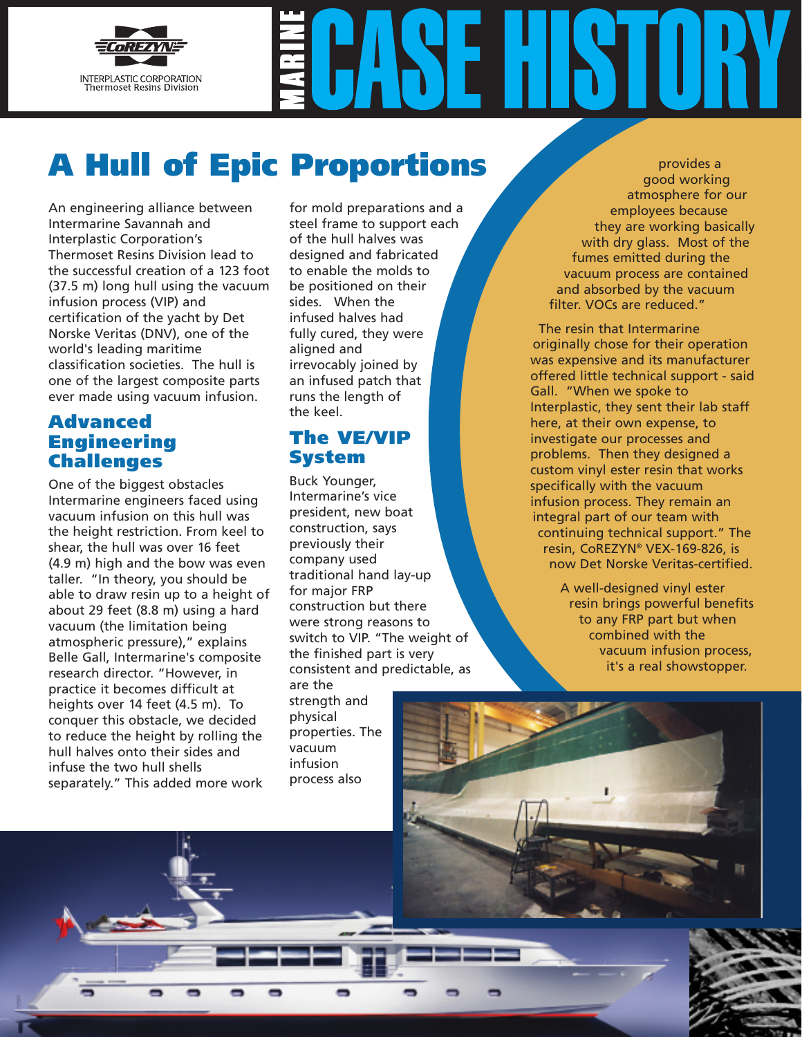CoREZYN

INTERPLASTIC CORPORATION
Thermoset Resins Division

MARINE

# CASE HISTORY

## A Hull of Epic Proportions

An engineering alliance between Intermarine Savannah and Interplastic Corporation's Thermoset Resins Division lead to the successful creation of a 123 foot (37.5 m) long hull using the vacuum infusion process (VIP) and certification of the yacht by Det Norske Veritas (DNV), one of the world's leading maritime classification societies. The hull is one of the largest composite parts ever made using vacuum infusion.

### Advanced Engineering Challenges

One of the biggest obstacles Intermarine engineers faced using vacuum infusion on this hull was the height restriction. From keel to shear, the hull was over 16 feet (4.9 m) high and the bow was even taller. "In theory, you should be able to draw resin up to a height of about 29 feet (8.8 m) using a hard vacuum (the limitation being atmospheric pressure)," explains Belle Gall, Intermarine's composite research director. "However, in practice it becomes difficult at heights over 14 feet (4.5 m). To conquer this obstacle, we decided to reduce the height by rolling the hull halves onto their sides and infuse the two hull shells separately." This added more work for mold preparations and a steel frame to support each of the hull halves was designed and fabricated to enable the molds to be positioned on their sides. When the infused halves had fully cured, they were aligned and irrevocably joined by an infused patch that runs the length of the keel.

### The VE/VIP System

Buck Younger, Intermarine's vice president, new boat construction, says previously their company used traditional hand lay-up for major FRP construction but there were strong reasons to switch to VIP. "The weight of the finished part is very consistent and predictable, as are the strength and physical properties. The vacuum infusion process also provides a good working atmosphere for our employees because they are working basically with dry glass. Most of the fumes emitted during the vacuum process are contained and absorbed by the vacuum filter. VOCs are reduced."

The resin that Intermarine originally chose for their operation was expensive and its manufacturer offered little technical support - said Gall. "When we spoke to Interplastic, they sent their lab staff here, at their own expense, to investigate our processes and problems. Then they designed a custom vinyl ester resin that works specifically with the vacuum infusion process. They remain an integral part of our team with continuing technical support." The resin, CoREZYN® VEX-169-826, is now Det Norske Veritas-certified.

A well-designed vinyl ester resin brings powerful benefits to any FRP part but when combined with the vacuum infusion process, it's a real showstopper.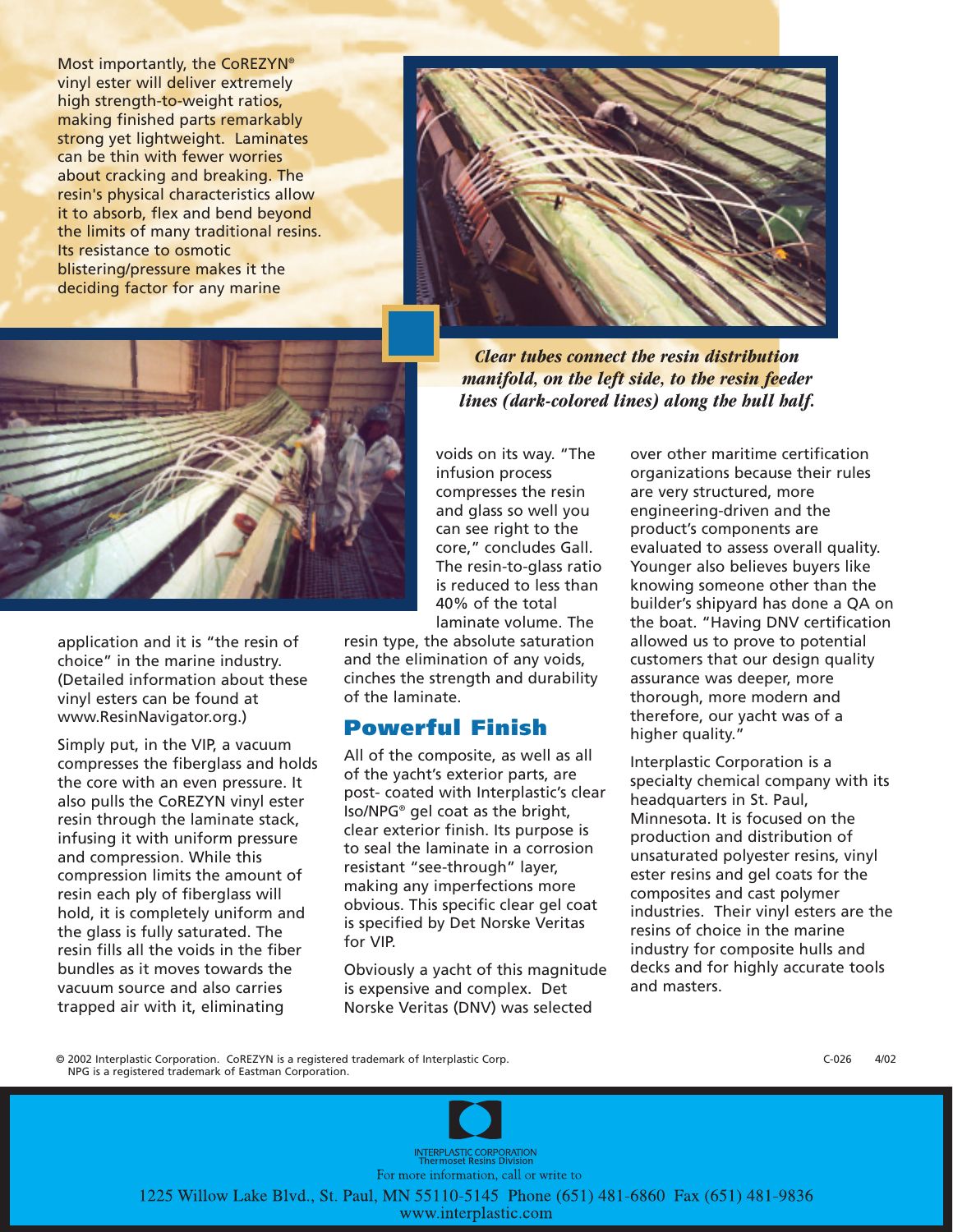Most importantly, the CoREZYN® vinyl ester will deliver extremely high strength-to-weight ratios, making finished parts remarkably strong yet lightweight. Laminates can be thin with fewer worries about cracking and breaking. The resin's physical characteristics allow it to absorb, flex and bend beyond the limits of many traditional resins. Its resistance to osmotic blistering/pressure makes it the deciding factor for any marine application and it is "the resin of choice" in the marine industry. (Detailed information about these vinyl esters can be found at www.ResinNavigator.org.)

*Clear tubes connect the resin distribution manifold, on the left side, to the resin feeder lines (dark-colored lines) along the hull half.*

Simply put, in the VIP, a vacuum compresses the fiberglass and holds the core with an even pressure. It also pulls the CoREZYN vinyl ester resin through the laminate stack, infusing it with uniform pressure and compression. While this compression limits the amount of resin each ply of fiberglass will hold, it is completely uniform and the glass is fully saturated. The resin fills all the voids in the fiber bundles as it moves towards the vacuum source and also carries trapped air with it, eliminating voids on its way. "The infusion process compresses the resin and glass so well you can see right to the core," concludes Gall. The resin-to-glass ratio is reduced to less than 40% of the total laminate volume. The resin type, the absolute saturation and the elimination of any voids, cinches the strength and durability of the laminate.

## Powerful Finish

All of the composite, as well as all of the yacht's exterior parts, are post- coated with Interplastic's clear Iso/NPG® gel coat as the bright, clear exterior finish. Its purpose is to seal the laminate in a corrosion resistant "see-through" layer, making any imperfections more obvious. This specific clear gel coat is specified by Det Norske Veritas for VIP.

Obviously a yacht of this magnitude is expensive and complex. Det Norske Veritas (DNV) was selected over other maritime certification organizations because their rules are very structured, more engineering-driven and the product's components are evaluated to assess overall quality. Younger also believes buyers like knowing someone other than the builder's shipyard has done a QA on the boat. "Having DNV certification allowed us to prove to potential customers that our design quality assurance was deeper, more thorough, more modern and therefore, our yacht was of a higher quality."

Interplastic Corporation is a specialty chemical company with its headquarters in St. Paul, Minnesota. It is focused on the production and distribution of unsaturated polyester resins, vinyl ester resins and gel coats for the composites and cast polymer industries. Their vinyl esters are the resins of choice in the marine industry for composite hulls and decks and for highly accurate tools and masters.

© 2002 Interplastic Corporation. CoREZYN is a registered trademark of Interplastic Corp.
NPG is a registered trademark of Eastman Corporation.

C-026 4/02

INTERPLASTIC CORPORATION
Thermoset Resins Division

For more information, call or write to

1225 Willow Lake Blvd., St. Paul, MN 55110-5145 Phone (651) 481-6860 Fax (651) 481-9836
www.interplastic.com